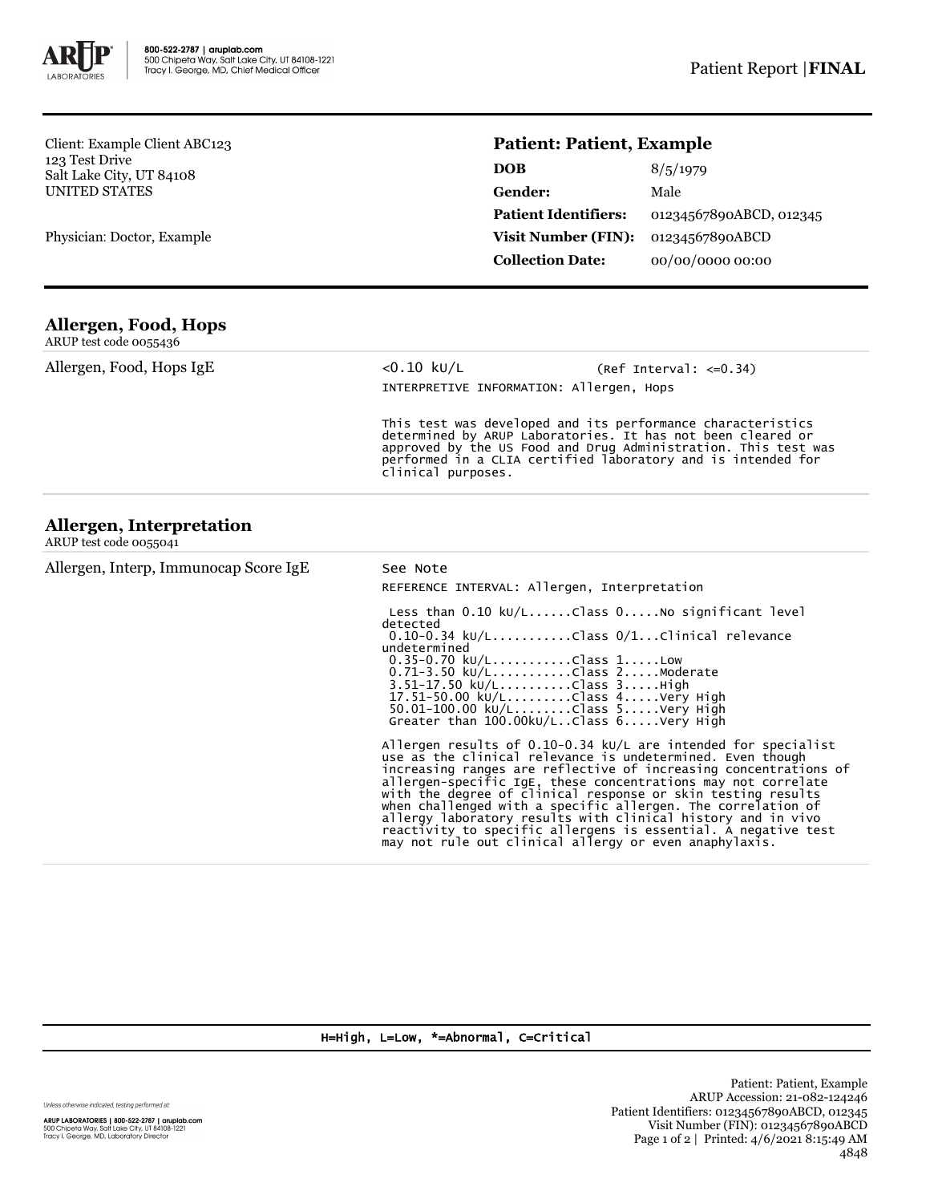Client: Example Client ABC123
123 Test Drive
Salt Lake City, UT 84108
UNITED STATES

Physician: Doctor, Example

**Patient: Patient, Example**

| | |
|---|---|
| **DOB** | 8/5/1979 |
| **Gender:** | Male |
| **Patient Identifiers:** | 01234567890ABCD, 012345 |
| **Visit Number (FIN):** | 01234567890ABCD |
| **Collection Date:** | 00/00/0000 00:00 |

## Allergen, Food, Hops

ARUP test code 0055436

Allergen, Food, Hops IgE

<0.10 kU/L (Ref Interval: <=0.34)

INTERPRETIVE INFORMATION: Allergen, Hops

This test was developed and its performance characteristics determined by ARUP Laboratories. It has not been cleared or approved by the US Food and Drug Administration. This test was performed in a CLIA certified laboratory and is intended for clinical purposes.

## Allergen, Interpretation

ARUP test code 0055041

Allergen, Interp, Immunocap Score IgE

See Note

REFERENCE INTERVAL: Allergen, Interpretation

```
 Less than 0.10 kU/L......Class 0.....No significant level
detected
 0.10-0.34 kU/L...........Class 0/1...Clinical relevance
undetermined
 0.35-0.70 kU/L...........Class 1.....Low
 0.71-3.50 kU/L...........Class 2.....Moderate
 3.51-17.50 kU/L..........Class 3.....High
 17.51-50.00 kU/L.........Class 4.....Very High
 50.01-100.00 kU/L........Class 5.....Very High
 Greater than 100.00kU/L..Class 6.....Very High
```

Allergen results of 0.10-0.34 kU/L are intended for specialist use as the clinical relevance is undetermined. Even though increasing ranges are reflective of increasing concentrations of allergen-specific IgE, these concentrations may not correlate with the degree of clinical response or skin testing results when challenged with a specific allergen. The correlation of allergy laboratory results with clinical history and in vivo reactivity to specific allergens is essential. A negative test may not rule out clinical allergy or even anaphylaxis.

H=High, L=Low, *=Abnormal, C=Critical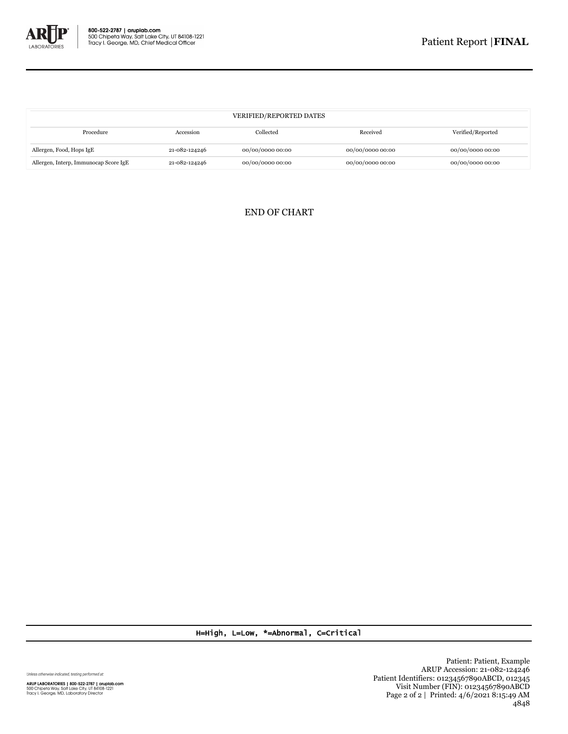| VERIFIED/REPORTED DATES | | | | |
|---|---|---|---|---|
| Procedure | Accession | Collected | Received | Verified/Reported |
| Allergen, Food, Hops IgE | 21-082-124246 | 00/00/0000 00:00 | 00/00/0000 00:00 | 00/00/0000 00:00 |
| Allergen, Interp, Immunocap Score IgE | 21-082-124246 | 00/00/0000 00:00 | 00/00/0000 00:00 | 00/00/0000 00:00 |

END OF CHART

H=High, L=Low, *=Abnormal, C=Critical